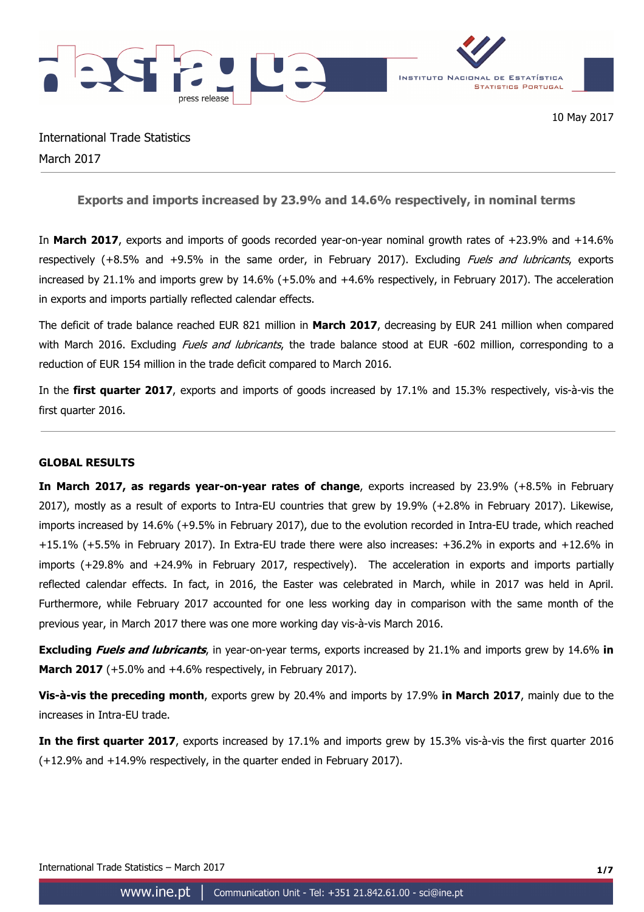10 May 2017

International Trade Statistics
March 2017

## Exports and imports increased by 23.9% and 14.6% respectively, in nominal terms

In **March 2017**, exports and imports of goods recorded year-on-year nominal growth rates of +23.9% and +14.6% respectively (+8.5% and +9.5% in the same order, in February 2017). Excluding *Fuels and lubricants*, exports increased by 21.1% and imports grew by 14.6% (+5.0% and +4.6% respectively, in February 2017). The acceleration in exports and imports partially reflected calendar effects.

The deficit of trade balance reached EUR 821 million in **March 2017**, decreasing by EUR 241 million when compared with March 2016. Excluding *Fuels and lubricants*, the trade balance stood at EUR -602 million, corresponding to a reduction of EUR 154 million in the trade deficit compared to March 2016.

In the **first quarter 2017**, exports and imports of goods increased by 17.1% and 15.3% respectively, vis-à-vis the first quarter 2016.

### GLOBAL RESULTS

**In March 2017, as regards year-on-year rates of change**, exports increased by 23.9% (+8.5% in February 2017), mostly as a result of exports to Intra-EU countries that grew by 19.9% (+2.8% in February 2017). Likewise, imports increased by 14.6% (+9.5% in February 2017), due to the evolution recorded in Intra-EU trade, which reached +15.1% (+5.5% in February 2017). In Extra-EU trade there were also increases: +36.2% in exports and +12.6% in imports (+29.8% and +24.9% in February 2017, respectively). The acceleration in exports and imports partially reflected calendar effects. In fact, in 2016, the Easter was celebrated in March, while in 2017 was held in April. Furthermore, while February 2017 accounted for one less working day in comparison with the same month of the previous year, in March 2017 there was one more working day vis-à-vis March 2016.

**Excluding *Fuels and lubricants***, in year-on-year terms, exports increased by 21.1% and imports grew by 14.6% **in March 2017** (+5.0% and +4.6% respectively, in February 2017).

**Vis-à-vis the preceding month**, exports grew by 20.4% and imports by 17.9% **in March 2017**, mainly due to the increases in Intra-EU trade.

**In the first quarter 2017**, exports increased by 17.1% and imports grew by 15.3% vis-à-vis the first quarter 2016 (+12.9% and +14.9% respectively, in the quarter ended in February 2017).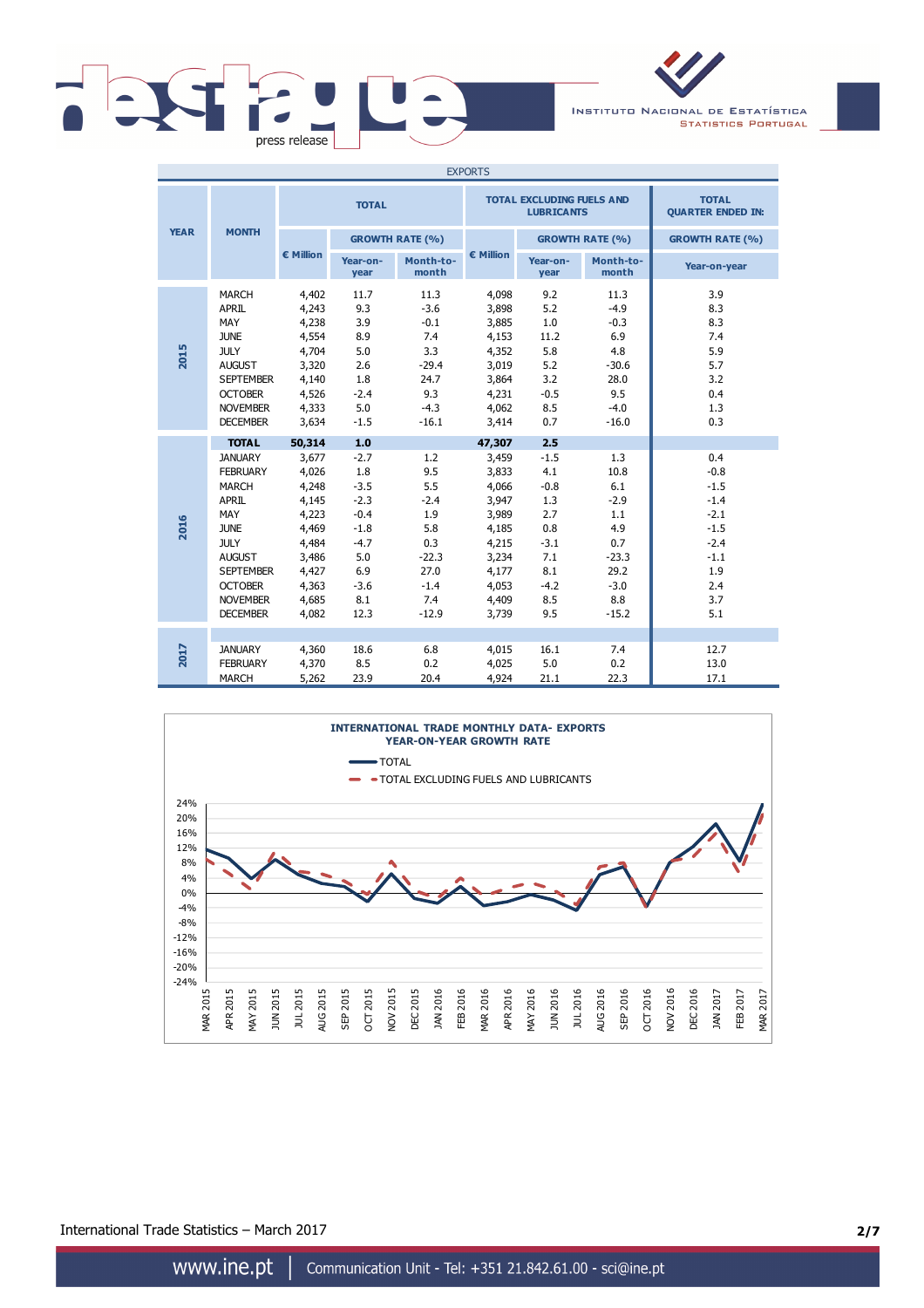## EXPORTS

| YEAR | MONTH | TOTAL | | | TOTAL EXCLUDING FUELS AND LUBRICANTS | | | TOTAL QUARTER ENDED IN: |
|---|---|---|---|---|---|---|---|---|
| | | € Million | GROWTH RATE (%) | | € Million | GROWTH RATE (%) | | GROWTH RATE (%) |
| | | | Year-on-year | Month-to-month | | Year-on-year | Month-to-month | Year-on-year |
| 2015 | MARCH | 4,402 | 11.7 | 11.3 | 4,098 | 9.2 | 11.3 | 3.9 |
| | APRIL | 4,243 | 9.3 | -3.6 | 3,898 | 5.2 | -4.9 | 8.3 |
| | MAY | 4,238 | 3.9 | -0.1 | 3,885 | 1.0 | -0.3 | 8.3 |
| | JUNE | 4,554 | 8.9 | 7.4 | 4,153 | 11.2 | 6.9 | 7.4 |
| | JULY | 4,704 | 5.0 | 3.3 | 4,352 | 5.8 | 4.8 | 5.9 |
| | AUGUST | 3,320 | 2.6 | -29.4 | 3,019 | 5.2 | -30.6 | 5.7 |
| | SEPTEMBER | 4,140 | 1.8 | 24.7 | 3,864 | 3.2 | 28.0 | 3.2 |
| | OCTOBER | 4,526 | -2.4 | 9.3 | 4,231 | -0.5 | 9.5 | 0.4 |
| | NOVEMBER | 4,333 | 5.0 | -4.3 | 4,062 | 8.5 | -4.0 | 1.3 |
| | DECEMBER | 3,634 | -1.5 | -16.1 | 3,414 | 0.7 | -16.0 | 0.3 |
| | **TOTAL** | **50,314** | **1.0** | | **47,307** | **2.5** | | |
| 2016 | JANUARY | 3,677 | -2.7 | 1.2 | 3,459 | -1.5 | 1.3 | 0.4 |
| | FEBRUARY | 4,026 | 1.8 | 9.5 | 3,833 | 4.1 | 10.8 | -0.8 |
| | MARCH | 4,248 | -3.5 | 5.5 | 4,066 | -0.8 | 6.1 | -1.5 |
| | APRIL | 4,145 | -2.3 | -2.4 | 3,947 | 1.3 | -2.9 | -1.4 |
| | MAY | 4,223 | -0.4 | 1.9 | 3,989 | 2.7 | 1.1 | -2.1 |
| | JUNE | 4,469 | -1.8 | 5.8 | 4,185 | 0.8 | 4.9 | -1.5 |
| | JULY | 4,484 | -4.7 | 0.3 | 4,215 | -3.1 | 0.7 | -2.4 |
| | AUGUST | 3,486 | 5.0 | -22.3 | 3,234 | 7.1 | -23.3 | -1.1 |
| | SEPTEMBER | 4,427 | 6.9 | 27.0 | 4,177 | 8.1 | 29.2 | 1.9 |
| | OCTOBER | 4,363 | -3.6 | -1.4 | 4,053 | -4.2 | -3.0 | 2.4 |
| | NOVEMBER | 4,685 | 8.1 | 7.4 | 4,409 | 8.5 | 8.8 | 3.7 |
| | DECEMBER | 4,082 | 12.3 | -12.9 | 3,739 | 9.5 | -15.2 | 5.1 |
| 2017 | JANUARY | 4,360 | 18.6 | 6.8 | 4,015 | 16.1 | 7.4 | 12.7 |
| | FEBRUARY | 4,370 | 8.5 | 0.2 | 4,025 | 5.0 | 0.2 | 13.0 |
| | MARCH | 5,262 | 23.9 | 20.4 | 4,924 | 21.1 | 22.3 | 17.1 |

**INTERNATIONAL TRADE MONTHLY DATA- EXPORTS**
**YEAR-ON-YEAR GROWTH RATE**

- TOTAL
- TOTAL EXCLUDING FUELS AND LUBRICANTS

International Trade Statistics – March 2017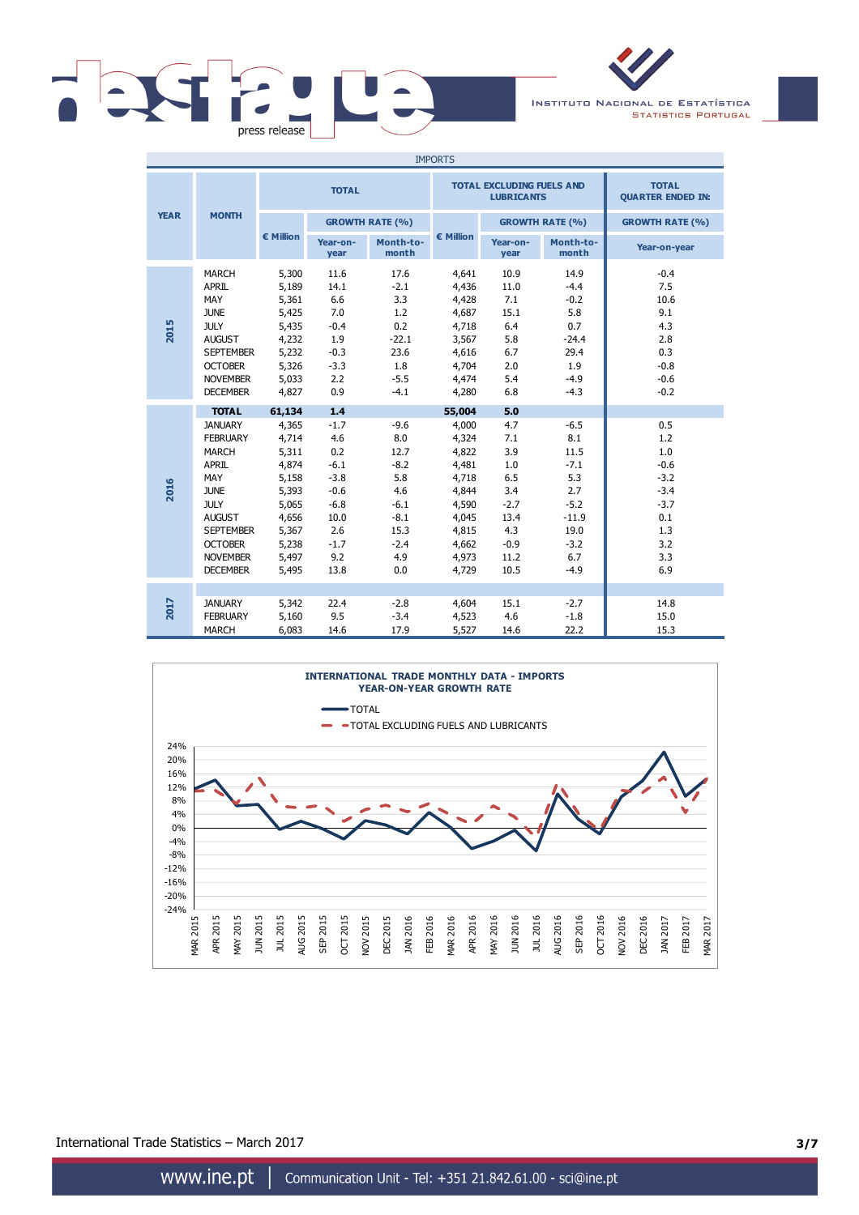IMPORTS

| YEAR | MONTH | TOTAL | | | TOTAL EXCLUDING FUELS AND LUBRICANTS | | | TOTAL QUARTER ENDED IN: |
|---|---|---|---|---|---|---|---|---|
| | | € Million | GROWTH RATE (%) | | € Million | GROWTH RATE (%) | | GROWTH RATE (%) |
| | | | Year-on-year | Month-to-month | | Year-on-year | Month-to-month | Year-on-year |
| 2015 | MARCH | 5,300 | 11.6 | 17.6 | 4,641 | 10.9 | 14.9 | -0.4 |
| | APRIL | 5,189 | 14.1 | -2.1 | 4,436 | 11.0 | -4.4 | 7.5 |
| | MAY | 5,361 | 6.6 | 3.3 | 4,428 | 7.1 | -0.2 | 10.6 |
| | JUNE | 5,425 | 7.0 | 1.2 | 4,687 | 15.1 | 5.8 | 9.1 |
| | JULY | 5,435 | -0.4 | 0.2 | 4,718 | 6.4 | 0.7 | 4.3 |
| | AUGUST | 4,232 | 1.9 | -22.1 | 3,567 | 5.8 | -24.4 | 2.8 |
| | SEPTEMBER | 5,232 | -0.3 | 23.6 | 4,616 | 6.7 | 29.4 | 0.3 |
| | OCTOBER | 5,326 | -3.3 | 1.8 | 4,704 | 2.0 | 1.9 | -0.8 |
| | NOVEMBER | 5,033 | 2.2 | -5.5 | 4,474 | 5.4 | -4.9 | -0.6 |
| | DECEMBER | 4,827 | 0.9 | -4.1 | 4,280 | 6.8 | -4.3 | -0.2 |
| | **TOTAL** | **61,134** | **1.4** | | **55,004** | **5.0** | | |
| 2016 | JANUARY | 4,365 | -1.7 | -9.6 | 4,000 | 4.7 | -6.5 | 0.5 |
| | FEBRUARY | 4,714 | 4.6 | 8.0 | 4,324 | 7.1 | 8.1 | 1.2 |
| | MARCH | 5,311 | 0.2 | 12.7 | 4,822 | 3.9 | 11.5 | 1.0 |
| | APRIL | 4,874 | -6.1 | -8.2 | 4,481 | 1.0 | -7.1 | -0.6 |
| | MAY | 5,158 | -3.8 | 5.8 | 4,718 | 6.5 | 5.3 | -3.2 |
| | JUNE | 5,393 | -0.6 | 4.6 | 4,844 | 3.4 | 2.7 | -3.4 |
| | JULY | 5,065 | -6.8 | -6.1 | 4,590 | -2.7 | -5.2 | -3.7 |
| | AUGUST | 4,656 | 10.0 | -8.1 | 4,045 | 13.4 | -11.9 | 0.1 |
| | SEPTEMBER | 5,367 | 2.6 | 15.3 | 4,815 | 4.3 | 19.0 | 1.3 |
| | OCTOBER | 5,238 | -1.7 | -2.4 | 4,662 | -0.9 | -3.2 | 3.2 |
| | NOVEMBER | 5,497 | 9.2 | 4.9 | 4,973 | 11.2 | 6.7 | 3.3 |
| | DECEMBER | 5,495 | 13.8 | 0.0 | 4,729 | 10.5 | -4.9 | 6.9 |
| 2017 | JANUARY | 5,342 | 22.4 | -2.8 | 4,604 | 15.1 | -2.7 | 14.8 |
| | FEBRUARY | 5,160 | 9.5 | -3.4 | 4,523 | 4.6 | -1.8 | 15.0 |
| | MARCH | 6,083 | 14.6 | 17.9 | 5,527 | 14.6 | 22.2 | 15.3 |

**INTERNATIONAL TRADE MONTHLY DATA - IMPORTS**
**YEAR-ON-YEAR GROWTH RATE**

International Trade Statistics – March 2017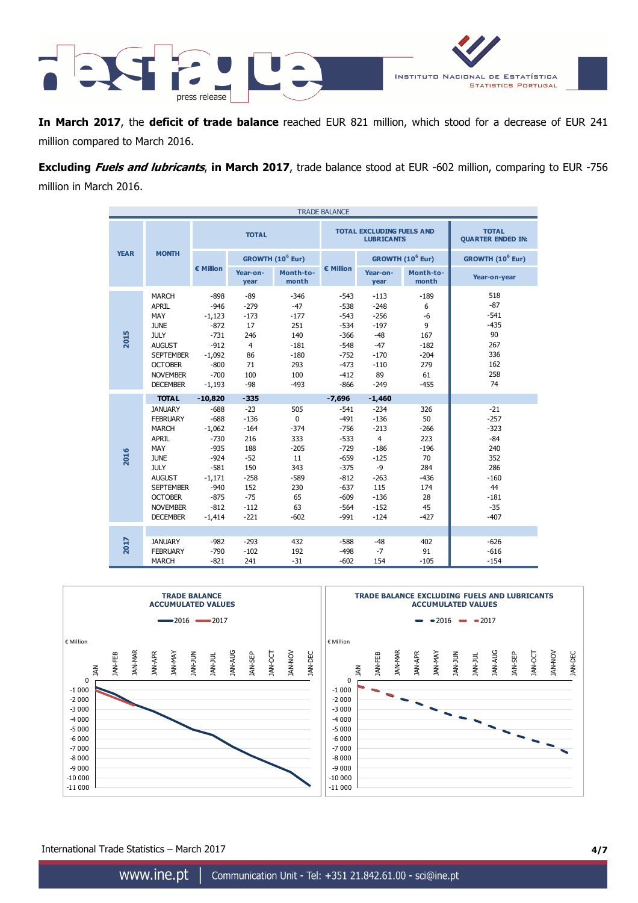**In March 2017**, the **deficit of trade balance** reached EUR 821 million, which stood for a decrease of EUR 241 million compared to March 2016.

**Excluding *Fuels and lubricants*, in March 2017**, trade balance stood at EUR -602 million, comparing to EUR -756 million in March 2016.

TRADE BALANCE

| YEAR | MONTH | TOTAL | | | TOTAL EXCLUDING FUELS AND LUBRICANTS | | | TOTAL QUARTER ENDED IN: |
|---|---|---|---|---|---|---|---|---|
| | | € Million | GROWTH ($10^6$ Eur) | | € Million | GROWTH ($10^6$ Eur) | | GROWTH ($10^6$ Eur) |
| | | | Year-on-year | Month-to-month | | Year-on-year | Month-to-month | Year-on-year |
| 2015 | MARCH | -898 | -89 | -346 | -543 | -113 | -189 | 518 |
| | APRIL | -946 | -279 | -47 | -538 | -248 | 6 | -87 |
| | MAY | -1,123 | -173 | -177 | -543 | -256 | -6 | -541 |
| | JUNE | -872 | 17 | 251 | -534 | -197 | 9 | -435 |
| | JULY | -731 | 246 | 140 | -366 | -48 | 167 | 90 |
| | AUGUST | -912 | 4 | -181 | -548 | -47 | -182 | 267 |
| | SEPTEMBER | -1,092 | 86 | -180 | -752 | -170 | -204 | 336 |
| | OCTOBER | -800 | 71 | 293 | -473 | -110 | 279 | 162 |
| | NOVEMBER | -700 | 100 | 100 | -412 | 89 | 61 | 258 |
| | DECEMBER | -1,193 | -98 | -493 | -866 | -249 | -455 | 74 |
| | **TOTAL** | **-10,820** | **-335** | | **-7,696** | **-1,460** | | |
| 2016 | JANUARY | -688 | -23 | 505 | -541 | -234 | 326 | -21 |
| | FEBRUARY | -688 | -136 | 0 | -491 | -136 | 50 | -257 |
| | MARCH | -1,062 | -164 | -374 | -756 | -213 | -266 | -323 |
| | APRIL | -730 | 216 | 333 | -533 | 4 | 223 | -84 |
| | MAY | -935 | 188 | -205 | -729 | -186 | -196 | 240 |
| | JUNE | -924 | -52 | 11 | -659 | -125 | 70 | 352 |
| | JULY | -581 | 150 | 343 | -375 | -9 | 284 | 286 |
| | AUGUST | -1,171 | -258 | -589 | -812 | -263 | -436 | -160 |
| | SEPTEMBER | -940 | 152 | 230 | -637 | 115 | 174 | 44 |
| | OCTOBER | -875 | -75 | 65 | -609 | -136 | 28 | -181 |
| | NOVEMBER | -812 | -112 | 63 | -564 | -152 | 45 | -35 |
| | DECEMBER | -1,414 | -221 | -602 | -991 | -124 | -427 | -407 |
| 2017 | JANUARY | -982 | -293 | 432 | -588 | -48 | 402 | -626 |
| | FEBRUARY | -790 | -102 | 192 | -498 | -7 | 91 | -616 |
| | MARCH | -821 | 241 | -31 | -602 | 154 | -105 | -154 |

**TRADE BALANCE ACCUMULATED VALUES**

**TRADE BALANCE EXCLUDING FUELS AND LUBRICANTS ACCUMULATED VALUES**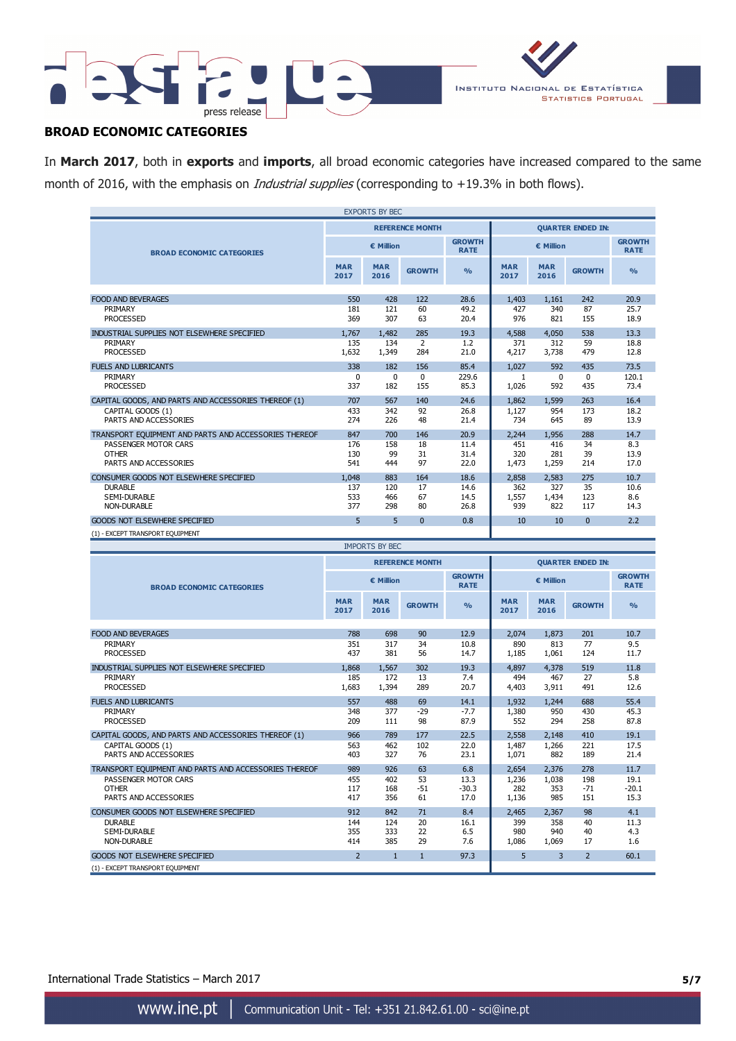## BROAD ECONOMIC CATEGORIES

In **March 2017**, both in **exports** and **imports**, all broad economic categories have increased compared to the same month of 2016, with the emphasis on *Industrial supplies* (corresponding to +19.3% in both flows).

EXPORTS BY BEC

| BROAD ECONOMIC CATEGORIES | REFERENCE MONTH | | | | QUARTER ENDED IN: | | | |
|---|---|---|---|---|---|---|---|---|
| | € Million | | | GROWTH RATE | € Million | | | GROWTH RATE |
| | MAR 2017 | MAR 2016 | GROWTH | % | MAR 2017 | MAR 2016 | GROWTH | % |
| FOOD AND BEVERAGES | 550 | 428 | 122 | 28.6 | 1,403 | 1,161 | 242 | 20.9 |
| PRIMARY | 181 | 121 | 60 | 49.2 | 427 | 340 | 87 | 25.7 |
| PROCESSED | 369 | 307 | 63 | 20.4 | 976 | 821 | 155 | 18.9 |
| INDUSTRIAL SUPPLIES NOT ELSEWHERE SPECIFIED | 1,767 | 1,482 | 285 | 19.3 | 4,588 | 4,050 | 538 | 13.3 |
| PRIMARY | 135 | 134 | 2 | 1.2 | 371 | 312 | 59 | 18.8 |
| PROCESSED | 1,632 | 1,349 | 284 | 21.0 | 4,217 | 3,738 | 479 | 12.8 |
| FUELS AND LUBRICANTS | 338 | 182 | 156 | 85.4 | 1,027 | 592 | 435 | 73.5 |
| PRIMARY | 0 | 0 | 0 | 229.6 | 1 | 0 | 0 | 120.1 |
| PROCESSED | 337 | 182 | 155 | 85.3 | 1,026 | 592 | 435 | 73.4 |
| CAPITAL GOODS, AND PARTS AND ACCESSORIES THEREOF (1) | 707 | 567 | 140 | 24.6 | 1,862 | 1,599 | 263 | 16.4 |
| CAPITAL GOODS (1) | 433 | 342 | 92 | 26.8 | 1,127 | 954 | 173 | 18.2 |
| PARTS AND ACCESSORIES | 274 | 226 | 48 | 21.4 | 734 | 645 | 89 | 13.9 |
| TRANSPORT EQUIPMENT AND PARTS AND ACCESSORIES THEREOF | 847 | 700 | 146 | 20.9 | 2,244 | 1,956 | 288 | 14.7 |
| PASSENGER MOTOR CARS | 176 | 158 | 18 | 11.4 | 451 | 416 | 34 | 8.3 |
| OTHER | 130 | 99 | 31 | 31.4 | 320 | 281 | 39 | 13.9 |
| PARTS AND ACCESSORIES | 541 | 444 | 97 | 22.0 | 1,473 | 1,259 | 214 | 17.0 |
| CONSUMER GOODS NOT ELSEWHERE SPECIFIED | 1,048 | 883 | 164 | 18.6 | 2,858 | 2,583 | 275 | 10.7 |
| DURABLE | 137 | 120 | 17 | 14.6 | 362 | 327 | 35 | 10.6 |
| SEMI-DURABLE | 533 | 466 | 67 | 14.5 | 1,557 | 1,434 | 123 | 8.6 |
| NON-DURABLE | 377 | 298 | 80 | 26.8 | 939 | 822 | 117 | 14.3 |
| GOODS NOT ELSEWHERE SPECIFIED | 5 | 5 | 0 | 0.8 | 10 | 10 | 0 | 2.2 |

(1) - EXCEPT TRANSPORT EQUIPMENT

IMPORTS BY BEC

| BROAD ECONOMIC CATEGORIES | REFERENCE MONTH | | | | QUARTER ENDED IN: | | | |
|---|---|---|---|---|---|---|---|---|
| | € Million | | | GROWTH RATE | € Million | | | GROWTH RATE |
| | MAR 2017 | MAR 2016 | GROWTH | % | MAR 2017 | MAR 2016 | GROWTH | % |
| FOOD AND BEVERAGES | 788 | 698 | 90 | 12.9 | 2,074 | 1,873 | 201 | 10.7 |
| PRIMARY | 351 | 317 | 34 | 10.8 | 890 | 813 | 77 | 9.5 |
| PROCESSED | 437 | 381 | 56 | 14.7 | 1,185 | 1,061 | 124 | 11.7 |
| INDUSTRIAL SUPPLIES NOT ELSEWHERE SPECIFIED | 1,868 | 1,567 | 302 | 19.3 | 4,897 | 4,378 | 519 | 11.8 |
| PRIMARY | 185 | 172 | 13 | 7.4 | 494 | 467 | 27 | 5.8 |
| PROCESSED | 1,683 | 1,394 | 289 | 20.7 | 4,403 | 3,911 | 491 | 12.6 |
| FUELS AND LUBRICANTS | 557 | 488 | 69 | 14.1 | 1,932 | 1,244 | 688 | 55.4 |
| PRIMARY | 348 | 377 | -29 | -7.7 | 1,380 | 950 | 430 | 45.3 |
| PROCESSED | 209 | 111 | 98 | 87.9 | 552 | 294 | 258 | 87.8 |
| CAPITAL GOODS, AND PARTS AND ACCESSORIES THEREOF (1) | 966 | 789 | 177 | 22.5 | 2,558 | 2,148 | 410 | 19.1 |
| CAPITAL GOODS (1) | 563 | 462 | 102 | 22.0 | 1,487 | 1,266 | 221 | 17.5 |
| PARTS AND ACCESSORIES | 403 | 327 | 76 | 23.1 | 1,071 | 882 | 189 | 21.4 |
| TRANSPORT EQUIPMENT AND PARTS AND ACCESSORIES THEREOF | 989 | 926 | 63 | 6.8 | 2,654 | 2,376 | 278 | 11.7 |
| PASSENGER MOTOR CARS | 455 | 402 | 53 | 13.3 | 1,236 | 1,038 | 198 | 19.1 |
| OTHER | 117 | 168 | -51 | -30.3 | 282 | 353 | -71 | -20.1 |
| PARTS AND ACCESSORIES | 417 | 356 | 61 | 17.0 | 1,136 | 985 | 151 | 15.3 |
| CONSUMER GOODS NOT ELSEWHERE SPECIFIED | 912 | 842 | 71 | 8.4 | 2,465 | 2,367 | 98 | 4.1 |
| DURABLE | 144 | 124 | 20 | 16.1 | 399 | 358 | 40 | 11.3 |
| SEMI-DURABLE | 355 | 333 | 22 | 6.5 | 980 | 940 | 40 | 4.3 |
| NON-DURABLE | 414 | 385 | 29 | 7.6 | 1,086 | 1,069 | 17 | 1.6 |
| GOODS NOT ELSEWHERE SPECIFIED | 2 | 1 | 1 | 97.3 | 5 | 3 | 2 | 60.1 |

(1) - EXCEPT TRANSPORT EQUIPMENT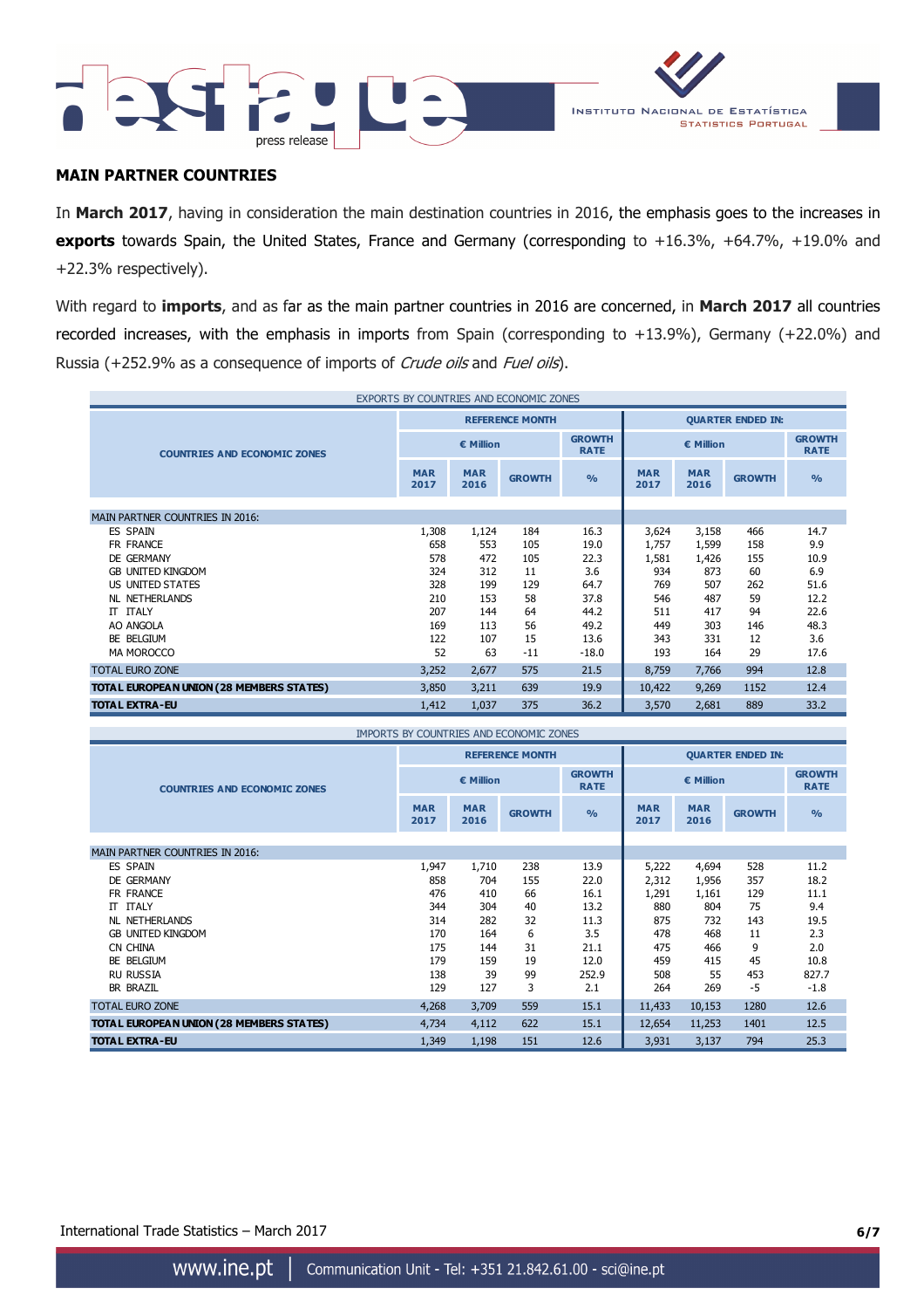## MAIN PARTNER COUNTRIES

In **March 2017**, having in consideration the main destination countries in 2016, the emphasis goes to the increases in **exports** towards Spain, the United States, France and Germany (corresponding to +16.3%, +64.7%, +19.0% and +22.3% respectively).

With regard to **imports**, and as far as the main partner countries in 2016 are concerned, in **March 2017** all countries recorded increases, with the emphasis in imports from Spain (corresponding to +13.9%), Germany (+22.0%) and Russia (+252.9% as a consequence of imports of *Crude oils* and *Fuel oils*).

EXPORTS BY COUNTRIES AND ECONOMIC ZONES

| COUNTRIES AND ECONOMIC ZONES | REFERENCE MONTH | | | | QUARTER ENDED IN: | | | |
|---|---|---|---|---|---|---|---|---|
| | € Million | | | GROWTH RATE | € Million | | | GROWTH RATE |
| | MAR 2017 | MAR 2016 | GROWTH | % | MAR 2017 | MAR 2016 | GROWTH | % |
| MAIN PARTNER COUNTRIES IN 2016: | | | | | | | | |
| ES SPAIN | 1,308 | 1,124 | 184 | 16.3 | 3,624 | 3,158 | 466 | 14.7 |
| FR FRANCE | 658 | 553 | 105 | 19.0 | 1,757 | 1,599 | 158 | 9.9 |
| DE GERMANY | 578 | 472 | 105 | 22.3 | 1,581 | 1,426 | 155 | 10.9 |
| GB UNITED KINGDOM | 324 | 312 | 11 | 3.6 | 934 | 873 | 60 | 6.9 |
| US UNITED STATES | 328 | 199 | 129 | 64.7 | 769 | 507 | 262 | 51.6 |
| NL NETHERLANDS | 210 | 153 | 58 | 37.8 | 546 | 487 | 59 | 12.2 |
| IT ITALY | 207 | 144 | 64 | 44.2 | 511 | 417 | 94 | 22.6 |
| AO ANGOLA | 169 | 113 | 56 | 49.2 | 449 | 303 | 146 | 48.3 |
| BE BELGIUM | 122 | 107 | 15 | 13.6 | 343 | 331 | 12 | 3.6 |
| MA MOROCCO | 52 | 63 | -11 | -18.0 | 193 | 164 | 29 | 17.6 |
| TOTAL EURO ZONE | 3,252 | 2,677 | 575 | 21.5 | 8,759 | 7,766 | 994 | 12.8 |
| **TOTAL EUROPEAN UNION (28 MEMBERS STATES)** | 3,850 | 3,211 | 639 | 19.9 | 10,422 | 9,269 | 1152 | 12.4 |
| **TOTAL EXTRA-EU** | 1,412 | 1,037 | 375 | 36.2 | 3,570 | 2,681 | 889 | 33.2 |

IMPORTS BY COUNTRIES AND ECONOMIC ZONES

| COUNTRIES AND ECONOMIC ZONES | REFERENCE MONTH | | | | QUARTER ENDED IN: | | | |
|---|---|---|---|---|---|---|---|---|
| | € Million | | | GROWTH RATE | € Million | | | GROWTH RATE |
| | MAR 2017 | MAR 2016 | GROWTH | % | MAR 2017 | MAR 2016 | GROWTH | % |
| MAIN PARTNER COUNTRIES IN 2016: | | | | | | | | |
| ES SPAIN | 1,947 | 1,710 | 238 | 13.9 | 5,222 | 4,694 | 528 | 11.2 |
| DE GERMANY | 858 | 704 | 155 | 22.0 | 2,312 | 1,956 | 357 | 18.2 |
| FR FRANCE | 476 | 410 | 66 | 16.1 | 1,291 | 1,161 | 129 | 11.1 |
| IT ITALY | 344 | 304 | 40 | 13.2 | 880 | 804 | 75 | 9.4 |
| NL NETHERLANDS | 314 | 282 | 32 | 11.3 | 875 | 732 | 143 | 19.5 |
| GB UNITED KINGDOM | 170 | 164 | 6 | 3.5 | 478 | 468 | 11 | 2.3 |
| CN CHINA | 175 | 144 | 31 | 21.1 | 475 | 466 | 9 | 2.0 |
| BE BELGIUM | 179 | 159 | 19 | 12.0 | 459 | 415 | 45 | 10.8 |
| RU RUSSIA | 138 | 39 | 99 | 252.9 | 508 | 55 | 453 | 827.7 |
| BR BRAZIL | 129 | 127 | 3 | 2.1 | 264 | 269 | -5 | -1.8 |
| TOTAL EURO ZONE | 4,268 | 3,709 | 559 | 15.1 | 11,433 | 10,153 | 1280 | 12.6 |
| **TOTAL EUROPEAN UNION (28 MEMBERS STATES)** | 4,734 | 4,112 | 622 | 15.1 | 12,654 | 11,253 | 1401 | 12.5 |
| **TOTAL EXTRA-EU** | 1,349 | 1,198 | 151 | 12.6 | 3,931 | 3,137 | 794 | 25.3 |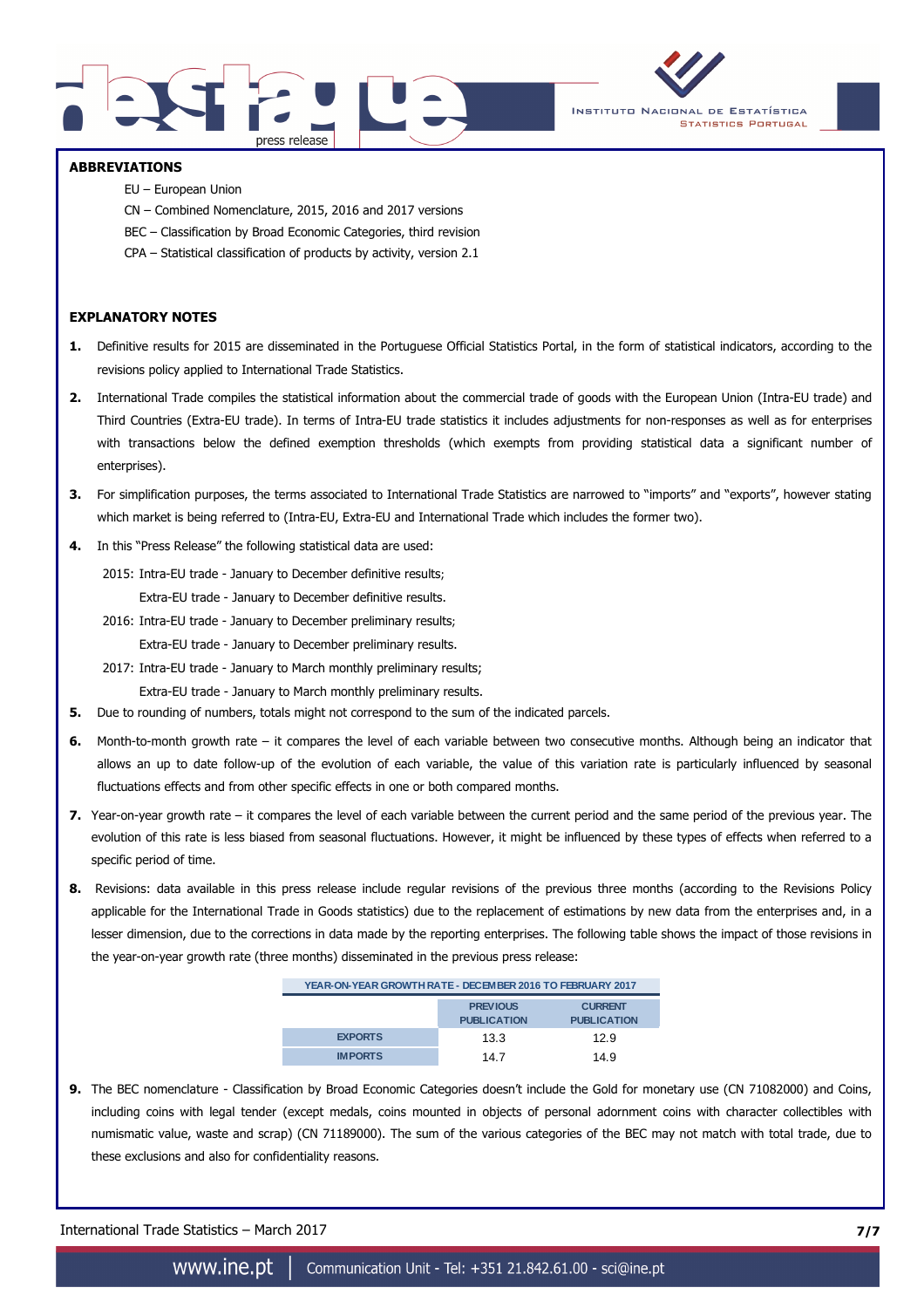## ABBREVIATIONS

EU – European Union

CN – Combined Nomenclature, 2015, 2016 and 2017 versions

BEC – Classification by Broad Economic Categories, third revision

CPA – Statistical classification of products by activity, version 2.1

## EXPLANATORY NOTES

1. Definitive results for 2015 are disseminated in the Portuguese Official Statistics Portal, in the form of statistical indicators, according to the revisions policy applied to International Trade Statistics.
2. International Trade compiles the statistical information about the commercial trade of goods with the European Union (Intra-EU trade) and Third Countries (Extra-EU trade). In terms of Intra-EU trade statistics it includes adjustments for non-responses as well as for enterprises with transactions below the defined exemption thresholds (which exempts from providing statistical data a significant number of enterprises).
3. For simplification purposes, the terms associated to International Trade Statistics are narrowed to "imports" and "exports", however stating which market is being referred to (Intra-EU, Extra-EU and International Trade which includes the former two).
4. In this "Press Release" the following statistical data are used:

   2015: Intra-EU trade - January to December definitive results;
   Extra-EU trade - January to December definitive results.

   2016: Intra-EU trade - January to December preliminary results;
   Extra-EU trade - January to December preliminary results.

   2017: Intra-EU trade - January to March monthly preliminary results;
   Extra-EU trade - January to March monthly preliminary results.
5. Due to rounding of numbers, totals might not correspond to the sum of the indicated parcels.
6. Month-to-month growth rate – it compares the level of each variable between two consecutive months. Although being an indicator that allows an up to date follow-up of the evolution of each variable, the value of this variation rate is particularly influenced by seasonal fluctuations effects and from other specific effects in one or both compared months.
7. Year-on-year growth rate – it compares the level of each variable between the current period and the same period of the previous year. The evolution of this rate is less biased from seasonal fluctuations. However, it might be influenced by these types of effects when referred to a specific period of time.
8. Revisions: data available in this press release include regular revisions of the previous three months (according to the Revisions Policy applicable for the International Trade in Goods statistics) due to the replacement of estimations by new data from the enterprises and, in a lesser dimension, due to the corrections in data made by the reporting enterprises. The following table shows the impact of those revisions in the year-on-year growth rate (three months) disseminated in the previous press release:

| YEAR-ON-YEAR GROWTH RATE - DECEMBER 2016 TO FEBRUARY 2017 | | |
|---|---|---|
| | PREVIOUS PUBLICATION | CURRENT PUBLICATION |
| EXPORTS | 13.3 | 12.9 |
| IMPORTS | 14.7 | 14.9 |

9. The BEC nomenclature - Classification by Broad Economic Categories doesn't include the Gold for monetary use (CN 71082000) and Coins, including coins with legal tender (except medals, coins mounted in objects of personal adornment coins with character collectibles with numismatic value, waste and scrap) (CN 71189000). The sum of the various categories of the BEC may not match with total trade, due to these exclusions and also for confidentiality reasons.